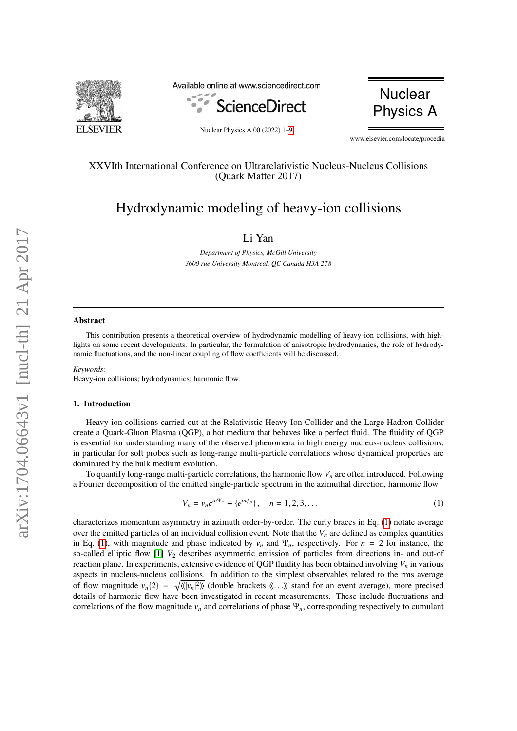XXVIth International Conference on Ultrarelativistic Nucleus-Nucleus Collisions
(Quark Matter 2017)

# Hydrodynamic modeling of heavy-ion collisions

Li Yan

*Department of Physics, McGill University*
*3600 rue University Montreal, QC Canada H3A 2T8*

---

### Abstract

This contribution presents a theoretical overview of hydrodynamic modelling of heavy-ion collisions, with highlights on some recent developments. In particular, the formulation of anisotropic hydrodynamics, the role of hydrodynamic fluctuations, and the non-linear coupling of flow coefficients will be discussed.

*Keywords:*
Heavy-ion collisions; hydrodynamics; harmonic flow.

---

## 1. Introduction

Heavy-ion collisions carried out at the Relativistic Heavy-Ion Collider and the Large Hadron Collider create a Quark-Gluon Plasma (QGP), a hot medium that behaves like a perfect fluid. The fluidity of QGP is essential for understanding many of the observed phenomena in high energy nucleus-nucleus collisions, in particular for soft probes such as long-range multi-particle correlations whose dynamical properties are dominated by the bulk medium evolution.

To quantify long-range multi-particle correlations, the harmonic flow $V_n$ are often introduced. Following a Fourier decomposition of the emitted single-particle spectrum in the azimuthal direction, harmonic flow

$$V_n = v_n e^{in\Psi_n} \equiv \{e^{in\phi_p}\}, \quad n = 1, 2, 3, \dots \tag{1}$$

characterizes momentum asymmetry in azimuth order-by-order. The curly braces in Eq. (1) notate average over the emitted particles of an individual collision event. Note that the $V_n$ are defined as complex quantities in Eq. (1), with magnitude and phase indicated by $v_n$ and $\Psi_n$, respectively. For $n = 2$ for instance, the so-called elliptic flow [1] $V_2$ describes asymmetric emission of particles from directions in- and out-of reaction plane. In experiments, extensive evidence of QGP fluidity has been obtained involving $V_n$ in various aspects in nucleus-nucleus collisions. In addition to the simplest observables related to the rms average of flow magnitude $v_n\{2\} = \sqrt{\langle\langle |v_n|^2 \rangle\rangle}$ (double brackets $\langle\langle \dots \rangle\rangle$ stand for an event average), more precised details of harmonic flow have been investigated in recent measurements. These include fluctuations and correlations of the flow magnitude $v_n$ and correlations of phase $\Psi_n$, corresponding respectively to cumulant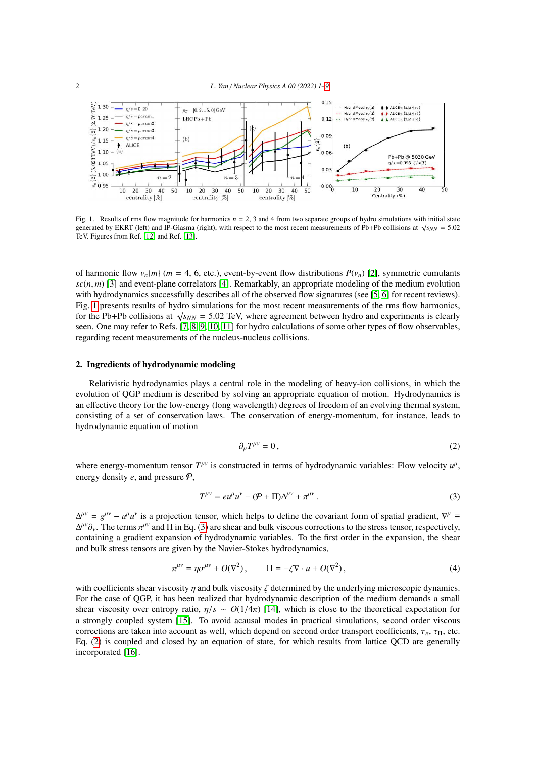Fig. 1. Results of rms flow magnitude for harmonics $n = 2$, 3 and 4 from two separate groups of hydro simulations with initial state generated by EKRT (left) and IP-Glasma (right), with respect to the most recent measurements of Pb+Pb collisions at $\sqrt{s_{NN}} = 5.02$ TeV. Figures from Ref. [12] and Ref. [13].

of harmonic flow $v_n\{m\}$ ($m = 4$, 6, etc.), event-by-event flow distributions $P(v_n)$ [2], symmetric cumulants $sc(n,m)$ [3] and event-plane correlators [4]. Remarkably, an appropriate modeling of the medium evolution with hydrodynamics successfully describes all of the observed flow signatures (see [5, 6] for recent reviews). Fig. 1 presents results of hydro simulations for the most recent measurements of the rms flow harmonics, for the Pb+Pb collisions at $\sqrt{s_{NN}} = 5.02$ TeV, where agreement between hydro and experiments is clearly seen. One may refer to Refs. [7, 8, 9, 10, 11] for hydro calculations of some other types of flow observables, regarding recent measurements of the nucleus-nucleus collisions.

## 2. Ingredients of hydrodynamic modeling

Relativistic hydrodynamics plays a central role in the modeling of heavy-ion collisions, in which the evolution of QGP medium is described by solving an appropriate equation of motion. Hydrodynamics is an effective theory for the low-energy (long wavelength) degrees of freedom of an evolving thermal system, consisting of a set of conservation laws. The conservation of energy-momentum, for instance, leads to hydrodynamic equation of motion

$$\partial_\mu T^{\mu\nu} = 0\,, \tag{2}$$

where energy-momentum tensor $T^{\mu\nu}$ is constructed in terms of hydrodynamic variables: Flow velocity $u^\mu$, energy density $e$, and pressure $\mathcal{P}$,

$$T^{\mu\nu} = e u^\mu u^\nu - (\mathcal{P} + \Pi)\Delta^{\mu\nu} + \pi^{\mu\nu}\,. \tag{3}$$

$\Delta^{\mu\nu} = g^{\mu\nu} - u^\mu u^\nu$ is a projection tensor, which helps to define the covariant form of spatial gradient, $\nabla^\mu \equiv \Delta^{\mu\nu}\partial_\nu$. The terms $\pi^{\mu\nu}$ and $\Pi$ in Eq. (3) are shear and bulk viscous corrections to the stress tensor, respectively, containing a gradient expansion of hydrodynamic variables. To the first order in the expansion, the shear and bulk stress tensors are given by the Navier-Stokes hydrodynamics,

$$\pi^{\mu\nu} = \eta\sigma^{\mu\nu} + O(\nabla^2)\,, \qquad \Pi = -\zeta\nabla\cdot u + O(\nabla^2)\,, \tag{4}$$

with coefficients shear viscosity $\eta$ and bulk viscosity $\zeta$ determined by the underlying microscopic dynamics. For the case of QGP, it has been realized that hydrodynamic description of the medium demands a small shear viscosity over entropy ratio, $\eta/s \sim O(1/4\pi)$ [14], which is close to the theoretical expectation for a strongly coupled system [15]. To avoid acausal modes in practical simulations, second order viscous corrections are taken into account as well, which depend on second order transport coefficients, $\tau_\pi$, $\tau_\Pi$, etc. Eq. (2) is coupled and closed by an equation of state, for which results from lattice QCD are generally incorporated [16].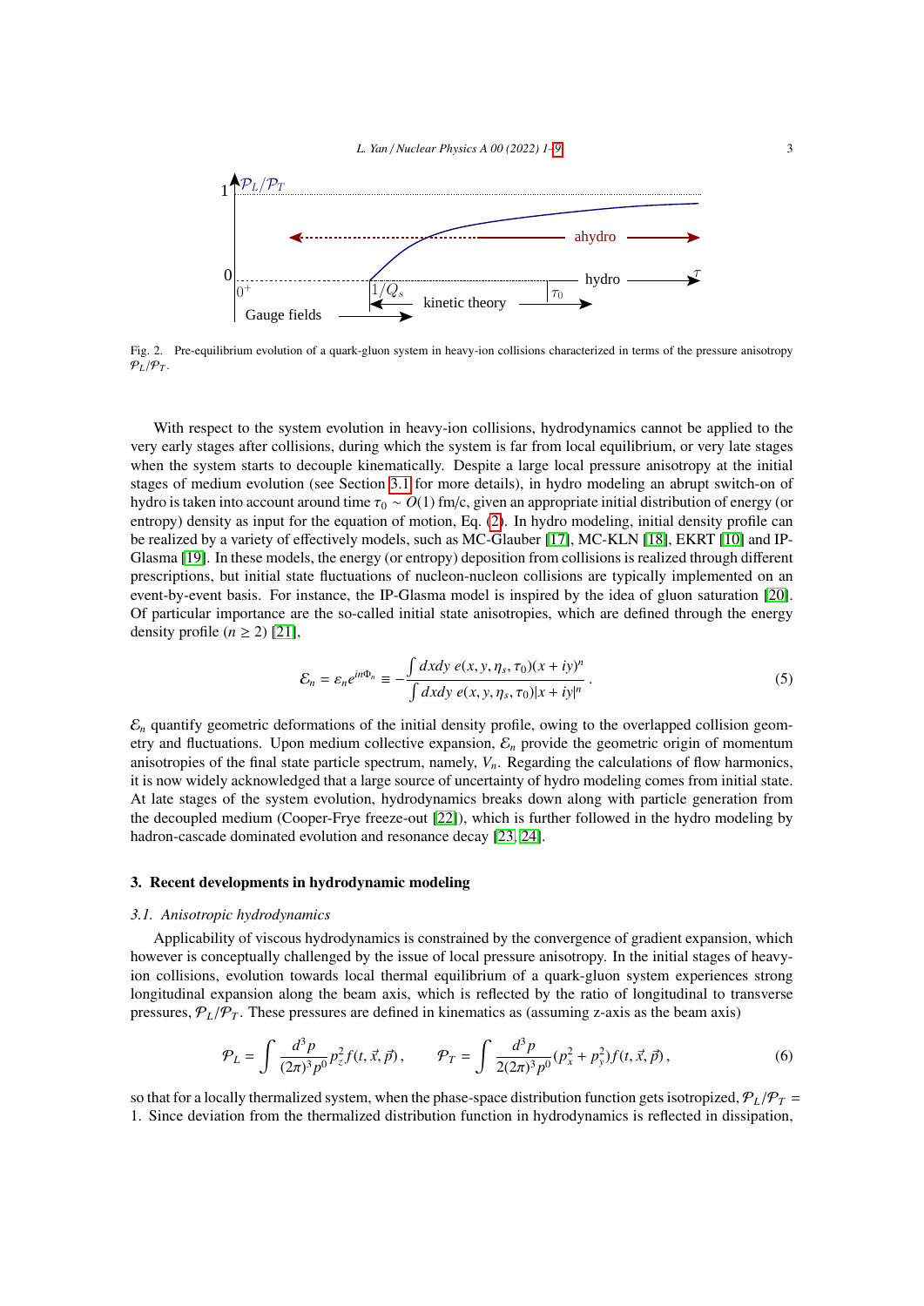Fig. 2. Pre-equilibrium evolution of a quark-gluon system in heavy-ion collisions characterized in terms of the pressure anisotropy $\mathcal{P}_L/\mathcal{P}_T$.

With respect to the system evolution in heavy-ion collisions, hydrodynamics cannot be applied to the very early stages after collisions, during which the system is far from local equilibrium, or very late stages when the system starts to decouple kinematically. Despite a large local pressure anisotropy at the initial stages of medium evolution (see Section 3.1 for more details), in hydro modeling an abrupt switch-on of hydro is taken into account around time $\tau_0 \sim O(1)$ fm/c, given an appropriate initial distribution of energy (or entropy) density as input for the equation of motion, Eq. (2). In hydro modeling, initial density profile can be realized by a variety of effectively models, such as MC-Glauber [17], MC-KLN [18], EKRT [10] and IP-Glasma [19]. In these models, the energy (or entropy) deposition from collisions is realized through different prescriptions, but initial state fluctuations of nucleon-nucleon collisions are typically implemented on an event-by-event basis. For instance, the IP-Glasma model is inspired by the idea of gluon saturation [20]. Of particular importance are the so-called initial state anisotropies, which are defined through the energy density profile ($n \geq 2$) [21],

$$\mathcal{E}_n = \varepsilon_n e^{in\Phi_n} \equiv -\frac{\int dxdy\, e(x,y,\eta_s,\tau_0)(x+iy)^n}{\int dxdy\, e(x,y,\eta_s,\tau_0)|x+iy|^n}\,. \tag{5}$$

$\mathcal{E}_n$ quantify geometric deformations of the initial density profile, owing to the overlapped collision geometry and fluctuations. Upon medium collective expansion, $\mathcal{E}_n$ provide the geometric origin of momentum anisotropies of the final state particle spectrum, namely, $V_n$. Regarding the calculations of flow harmonics, it is now widely acknowledged that a large source of uncertainty of hydro modeling comes from initial state. At late stages of the system evolution, hydrodynamics breaks down along with particle generation from the decoupled medium (Cooper-Frye freeze-out [22]), which is further followed in the hydro modeling by hadron-cascade dominated evolution and resonance decay [23, 24].

## 3. Recent developments in hydrodynamic modeling

### 3.1. Anisotropic hydrodynamics

Applicability of viscous hydrodynamics is constrained by the convergence of gradient expansion, which however is conceptually challenged by the issue of local pressure anisotropy. In the initial stages of heavy-ion collisions, evolution towards local thermal equilibrium of a quark-gluon system experiences strong longitudinal expansion along the beam axis, which is reflected by the ratio of longitudinal to transverse pressures, $\mathcal{P}_L/\mathcal{P}_T$. These pressures are defined in kinematics as (assuming z-axis as the beam axis)

$$\mathcal{P}_L = \int \frac{d^3p}{(2\pi)^3 p^0} p_z^2 f(t,\vec{x},\vec{p})\,, \qquad \mathcal{P}_T = \int \frac{d^3p}{2(2\pi)^3 p^0}(p_x^2+p_y^2) f(t,\vec{x},\vec{p})\,, \tag{6}$$

so that for a locally thermalized system, when the phase-space distribution function gets isotropized, $\mathcal{P}_L/\mathcal{P}_T = 1$. Since deviation from the thermalized distribution function in hydrodynamics is reflected in dissipation,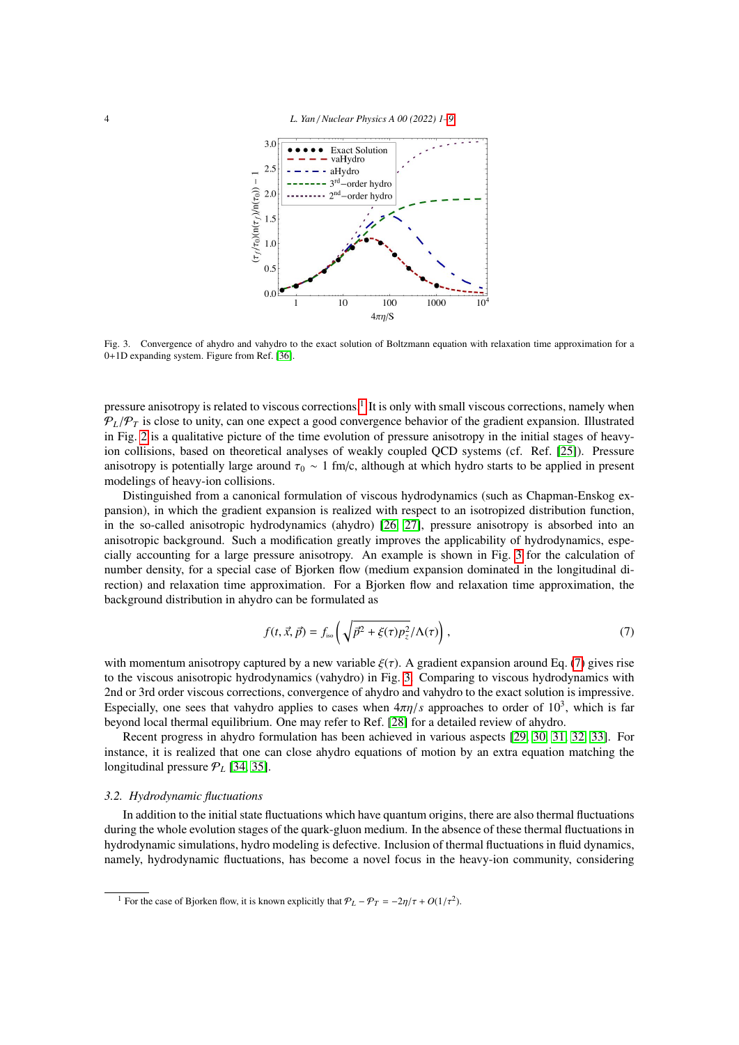Fig. 3. Convergence of ahydro and vahydro to the exact solution of Boltzmann equation with relaxation time approximation for a 0+1D expanding system. Figure from Ref. [36].

pressure anisotropy is related to viscous corrections.[1] It is only with small viscous corrections, namely when $\mathcal{P}_L/\mathcal{P}_T$ is close to unity, can one expect a good convergence behavior of the gradient expansion. Illustrated in Fig. 2 is a qualitative picture of the time evolution of pressure anisotropy in the initial stages of heavy-ion collisions, based on theoretical analyses of weakly coupled QCD systems (cf. Ref. [25]). Pressure anisotropy is potentially large around $\tau_0 \sim 1$ fm/c, although at which hydro starts to be applied in present modelings of heavy-ion collisions.

Distinguished from a canonical formulation of viscous hydrodynamics (such as Chapman-Enskog expansion), in which the gradient expansion is realized with respect to an isotropized distribution function, in the so-called anisotropic hydrodynamics (ahydro) [26, 27], pressure anisotropy is absorbed into an anisotropic background. Such a modification greatly improves the applicability of hydrodynamics, especially accounting for a large pressure anisotropy. An example is shown in Fig. 3 for the calculation of number density, for a special case of Bjorken flow (medium expansion dominated in the longitudinal direction) and relaxation time approximation. For a Bjorken flow and relaxation time approximation, the background distribution in ahydro can be formulated as

$$f(t, \vec{x}, \vec{p}) = f_{\rm iso}\left(\sqrt{\vec{p}^2 + \xi(\tau) p_z^2}/\Lambda(\tau)\right), \tag{7}$$

with momentum anisotropy captured by a new variable $\xi(\tau)$. A gradient expansion around Eq. (7) gives rise to the viscous anisotropic hydrodynamics (vahydro) in Fig. 3. Comparing to viscous hydrodynamics with 2nd or 3rd order viscous corrections, convergence of ahydro and vahydro to the exact solution is impressive. Especially, one sees that vahydro applies to cases when $4\pi\eta/s$ approaches to order of $10^3$, which is far beyond local thermal equilibrium. One may refer to Ref. [28] for a detailed review of ahydro.

Recent progress in ahydro formulation has been achieved in various aspects [29, 30, 31, 32, 33]. For instance, it is realized that one can close ahydro equations of motion by an extra equation matching the longitudinal pressure $\mathcal{P}_L$ [34, 35].

### 3.2. Hydrodynamic fluctuations

In addition to the initial state fluctuations which have quantum origins, there are also thermal fluctuations during the whole evolution stages of the quark-gluon medium. In the absence of these thermal fluctuations in hydrodynamic simulations, hydro modeling is defective. Inclusion of thermal fluctuations in fluid dynamics, namely, hydrodynamic fluctuations, has become a novel focus in the heavy-ion community, considering

[1] For the case of Bjorken flow, it is known explicitly that $\mathcal{P}_L - \mathcal{P}_T = -2\eta/\tau + O(1/\tau^2)$.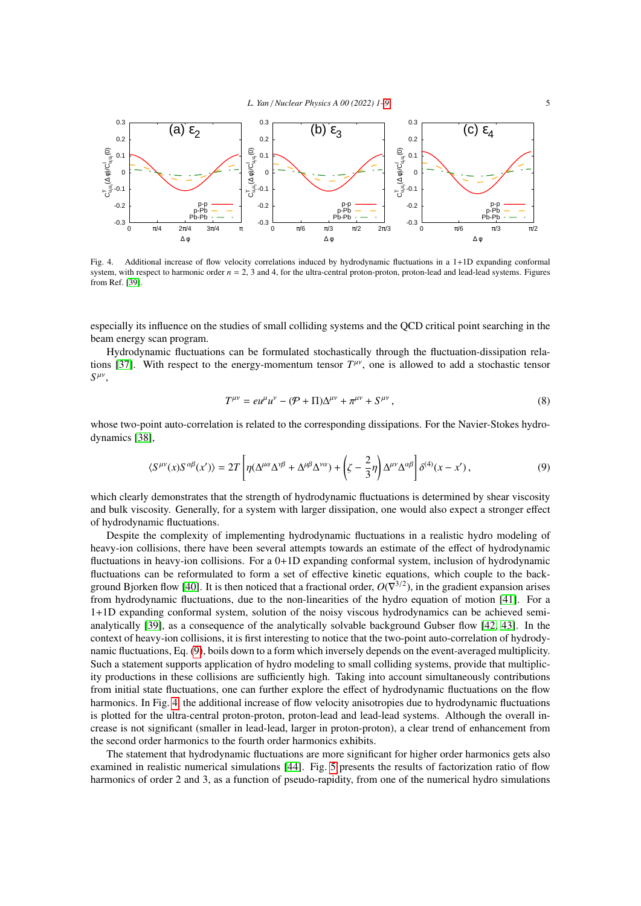Fig. 4. Additional increase of flow velocity correlations induced by hydrodynamic fluctuations in a 1+1D expanding conformal system, with respect to harmonic order $n = 2$, 3 and 4, for the ultra-central proton-proton, proton-lead and lead-lead systems. Figures from Ref. [39].

especially its influence on the studies of small colliding systems and the QCD critical point searching in the beam energy scan program.

Hydrodynamic fluctuations can be formulated stochastically through the fluctuation-dissipation relations [37]. With respect to the energy-momentum tensor $T^{\mu\nu}$, one is allowed to add a stochastic tensor $S^{\mu\nu}$,

$$T^{\mu\nu} = eu^\mu u^\nu - (\mathcal{P} + \Pi)\Delta^{\mu\nu} + \pi^{\mu\nu} + S^{\mu\nu}\,, \tag{8}$$

whose two-point auto-correlation is related to the corresponding dissipations. For the Navier-Stokes hydrodynamics [38],

$$\langle S^{\mu\nu}(x) S^{\alpha\beta}(x')\rangle = 2T\left[\eta(\Delta^{\mu\alpha}\Delta^{\nu\beta} + \Delta^{\mu\beta}\Delta^{\nu\alpha}) + \left(\zeta - \frac{2}{3}\eta\right)\Delta^{\mu\nu}\Delta^{\alpha\beta}\right]\delta^{(4)}(x - x')\,, \tag{9}$$

which clearly demonstrates that the strength of hydrodynamic fluctuations is determined by shear viscosity and bulk viscosity. Generally, for a system with larger dissipation, one would also expect a stronger effect of hydrodynamic fluctuations.

Despite the complexity of implementing hydrodynamic fluctuations in a realistic hydro modeling of heavy-ion collisions, there have been several attempts towards an estimate of the effect of hydrodynamic fluctuations in heavy-ion collisions. For a 0+1D expanding conformal system, inclusion of hydrodynamic fluctuations can be reformulated to form a set of effective kinetic equations, which couple to the background Bjorken flow [40]. It is then noticed that a fractional order, $O(\nabla^{3/2})$, in the gradient expansion arises from hydrodynamic fluctuations, due to the non-linearities of the hydro equation of motion [41]. For a 1+1D expanding conformal system, solution of the noisy viscous hydrodynamics can be achieved semi-analytically [39], as a consequence of the analytically solvable background Gubser flow [42, 43]. In the context of heavy-ion collisions, it is first interesting to notice that the two-point auto-correlation of hydrodynamic fluctuations, Eq. (9), boils down to a form which inversely depends on the event-averaged multiplicity. Such a statement supports application of hydro modeling to small colliding systems, provide that multiplicity productions in these collisions are sufficiently high. Taking into account simultaneously contributions from initial state fluctuations, one can further explore the effect of hydrodynamic fluctuations on the flow harmonics. In Fig. 4, the additional increase of flow velocity anisotropies due to hydrodynamic fluctuations is plotted for the ultra-central proton-proton, proton-lead and lead-lead systems. Although the overall increase is not significant (smaller in lead-lead, larger in proton-proton), a clear trend of enhancement from the second order harmonics to the fourth order harmonics exhibits.

The statement that hydrodynamic fluctuations are more significant for higher order harmonics gets also examined in realistic numerical simulations [44]. Fig. 5 presents the results of factorization ratio of flow harmonics of order 2 and 3, as a function of pseudo-rapidity, from one of the numerical hydro simulations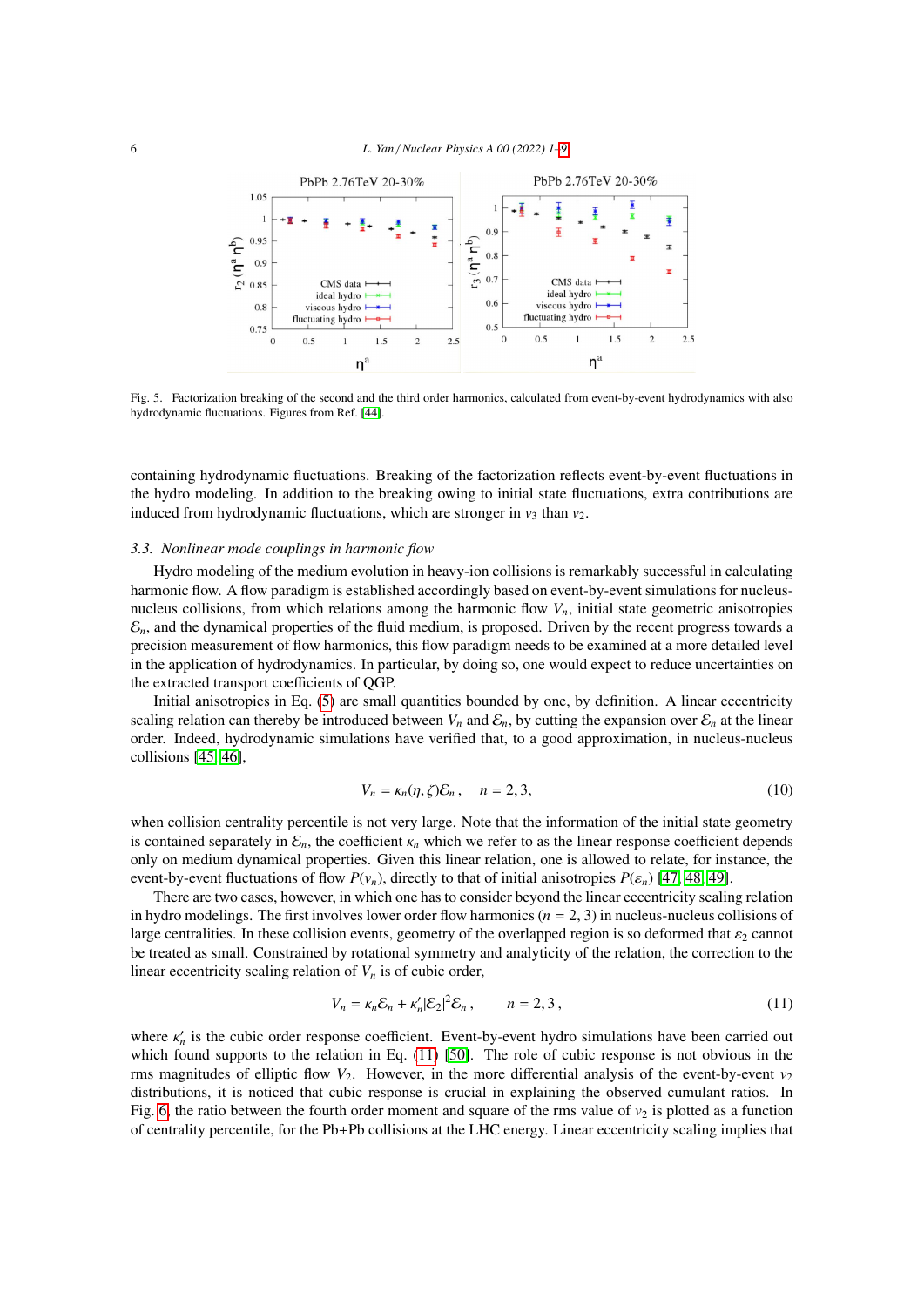Fig. 5. Factorization breaking of the second and the third order harmonics, calculated from event-by-event hydrodynamics with also hydrodynamic fluctuations. Figures from Ref. [44].

containing hydrodynamic fluctuations. Breaking of the factorization reflects event-by-event fluctuations in the hydro modeling. In addition to the breaking owing to initial state fluctuations, extra contributions are induced from hydrodynamic fluctuations, which are stronger in $v_3$ than $v_2$.

### 3.3. Nonlinear mode couplings in harmonic flow

Hydro modeling of the medium evolution in heavy-ion collisions is remarkably successful in calculating harmonic flow. A flow paradigm is established accordingly based on event-by-event simulations for nucleus-nucleus collisions, from which relations among the harmonic flow $V_n$, initial state geometric anisotropies $\mathcal{E}_n$, and the dynamical properties of the fluid medium, is proposed. Driven by the recent progress towards a precision measurement of flow harmonics, this flow paradigm needs to be examined at a more detailed level in the application of hydrodynamics. In particular, by doing so, one would expect to reduce uncertainties on the extracted transport coefficients of QGP.

Initial anisotropies in Eq. (5) are small quantities bounded by one, by definition. A linear eccentricity scaling relation can thereby be introduced between $V_n$ and $\mathcal{E}_n$, by cutting the expansion over $\mathcal{E}_n$ at the linear order. Indeed, hydrodynamic simulations have verified that, to a good approximation, in nucleus-nucleus collisions [45, 46],

$$V_n = \kappa_n(\eta, \zeta)\mathcal{E}_n\,, \quad n = 2, 3, \tag{10}$$

when collision centrality percentile is not very large. Note that the information of the initial state geometry is contained separately in $\mathcal{E}_n$, the coefficient $\kappa_n$ which we refer to as the linear response coefficient depends only on medium dynamical properties. Given this linear relation, one is allowed to relate, for instance, the event-by-event fluctuations of flow $P(v_n)$, directly to that of initial anisotropies $P(\varepsilon_n)$ [47, 48, 49].

There are two cases, however, in which one has to consider beyond the linear eccentricity scaling relation in hydro modelings. The first involves lower order flow harmonics ($n = 2, 3$) in nucleus-nucleus collisions of large centralities. In these collision events, geometry of the overlapped region is so deformed that $\varepsilon_2$ cannot be treated as small. Constrained by rotational symmetry and analyticity of the relation, the correction to the linear eccentricity scaling relation of $V_n$ is of cubic order,

$$V_n = \kappa_n\mathcal{E}_n + \kappa_n'|\mathcal{E}_2|^2\mathcal{E}_n\,, \qquad n = 2, 3\,, \tag{11}$$

where $\kappa_n'$ is the cubic order response coefficient. Event-by-event hydro simulations have been carried out which found supports to the relation in Eq. (11) [50]. The role of cubic response is not obvious in the rms magnitudes of elliptic flow $V_2$. However, in the more differential analysis of the event-by-event $v_2$ distributions, it is noticed that cubic response is crucial in explaining the observed cumulant ratios. In Fig. 6, the ratio between the fourth order moment and square of the rms value of $v_2$ is plotted as a function of centrality percentile, for the Pb+Pb collisions at the LHC energy. Linear eccentricity scaling implies that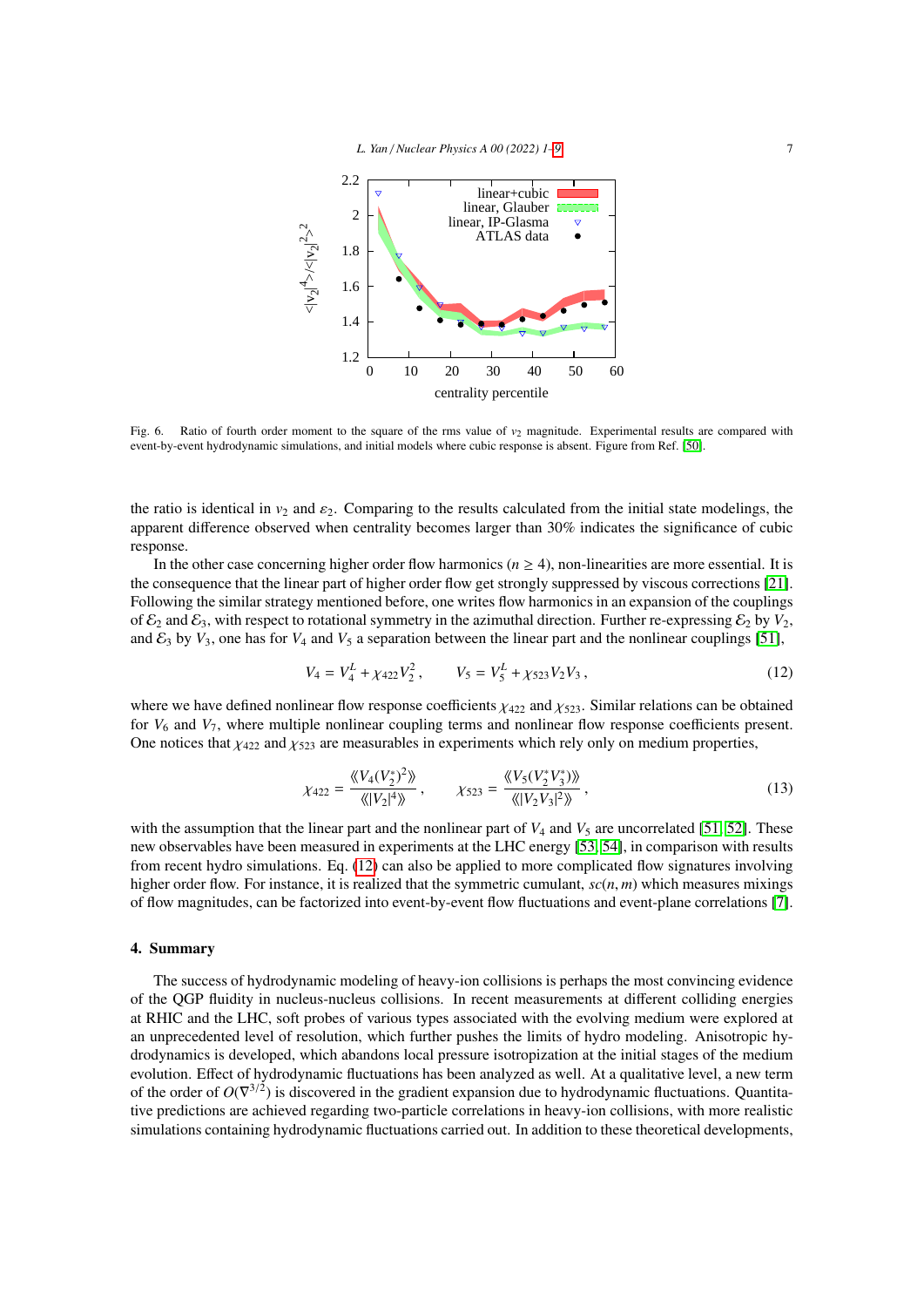Fig. 6. Ratio of fourth order moment to the square of the rms value of $v_2$ magnitude. Experimental results are compared with event-by-event hydrodynamic simulations, and initial models where cubic response is absent. Figure from Ref. [50].

the ratio is identical in $v_2$ and $\varepsilon_2$. Comparing to the results calculated from the initial state modelings, the apparent difference observed when centrality becomes larger than 30% indicates the significance of cubic response.

In the other case concerning higher order flow harmonics ($n \geq 4$), non-linearities are more essential. It is the consequence that the linear part of higher order flow get strongly suppressed by viscous corrections [21]. Following the similar strategy mentioned before, one writes flow harmonics in an expansion of the couplings of $\mathcal{E}_2$ and $\mathcal{E}_3$, with respect to rotational symmetry in the azimuthal direction. Further re-expressing $\mathcal{E}_2$ by $V_2$, and $\mathcal{E}_3$ by $V_3$, one has for $V_4$ and $V_5$ a separation between the linear part and the nonlinear couplings [51],

$$V_4 = V_4^L + \chi_{422} V_2^2 \,, \qquad V_5 = V_5^L + \chi_{523} V_2 V_3 \,, \tag{12}$$

where we have defined nonlinear flow response coefficients $\chi_{422}$ and $\chi_{523}$. Similar relations can be obtained for $V_6$ and $V_7$, where multiple nonlinear coupling terms and nonlinear flow response coefficients present. One notices that $\chi_{422}$ and $\chi_{523}$ are measurables in experiments which rely only on medium properties,

$$\chi_{422} = \frac{\langle\langle V_4 (V_2^*)^2 \rangle\rangle}{\langle\langle |V_2|^4 \rangle\rangle} \,, \qquad \chi_{523} = \frac{\langle\langle V_5 (V_2^* V_3^*) \rangle\rangle}{\langle\langle |V_2 V_3|^2 \rangle\rangle} \,, \tag{13}$$

with the assumption that the linear part and the nonlinear part of $V_4$ and $V_5$ are uncorrelated [51, 52]. These new observables have been measured in experiments at the LHC energy [53, 54], in comparison with results from recent hydro simulations. Eq. (12) can also be applied to more complicated flow signatures involving higher order flow. For instance, it is realized that the symmetric cumulant, $sc(n, m)$ which measures mixings of flow magnitudes, can be factorized into event-by-event flow fluctuations and event-plane correlations [7].

## 4. Summary

The success of hydrodynamic modeling of heavy-ion collisions is perhaps the most convincing evidence of the QGP fluidity in nucleus-nucleus collisions. In recent measurements at different colliding energies at RHIC and the LHC, soft probes of various types associated with the evolving medium were explored at an unprecedented level of resolution, which further pushes the limits of hydro modeling. Anisotropic hydrodynamics is developed, which abandons local pressure isotropization at the initial stages of the medium evolution. Effect of hydrodynamic fluctuations has been analyzed as well. At a qualitative level, a new term of the order of $O(\nabla^{3/2})$ is discovered in the gradient expansion due to hydrodynamic fluctuations. Quantitative predictions are achieved regarding two-particle correlations in heavy-ion collisions, with more realistic simulations containing hydrodynamic fluctuations carried out. In addition to these theoretical developments,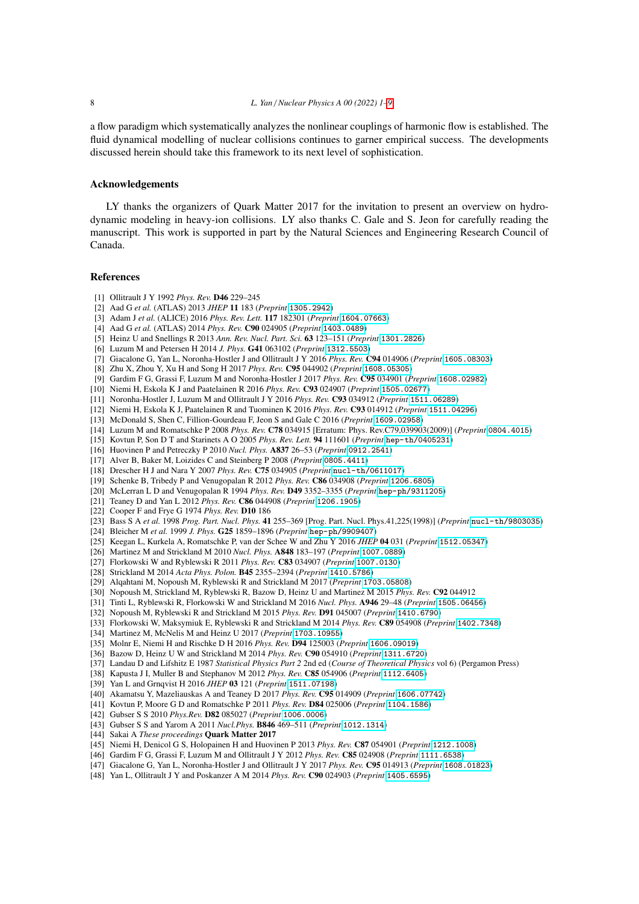a flow paradigm which systematically analyzes the nonlinear couplings of harmonic flow is established. The fluid dynamical modelling of nuclear collisions continues to garner empirical success. The developments discussed herein should take this framework to its next level of sophistication.

## Acknowledgements

LY thanks the organizers of Quark Matter 2017 for the invitation to present an overview on hydrodynamic modeling in heavy-ion collisions. LY also thanks C. Gale and S. Jeon for carefully reading the manuscript. This work is supported in part by the Natural Sciences and Engineering Research Council of Canada.

## References

[1] Ollitrault J Y 1992 *Phys. Rev.* **D46** 229–245

[2] Aad G *et al.* (ATLAS) 2013 *JHEP* **11** 183 (*Preprint* 1305.2942)

[3] Adam J *et al.* (ALICE) 2016 *Phys. Rev. Lett.* **117** 182301 (*Preprint* 1604.07663)

[4] Aad G *et al.* (ATLAS) 2014 *Phys. Rev.* **C90** 024905 (*Preprint* 1403.0489)

[5] Heinz U and Snellings R 2013 *Ann. Rev. Nucl. Part. Sci.* **63** 123–151 (*Preprint* 1301.2826)

[6] Luzum M and Petersen H 2014 *J. Phys.* **G41** 063102 (*Preprint* 1312.5503)

[7] Giacalone G, Yan L, Noronha-Hostler J and Ollitrault J Y 2016 *Phys. Rev.* **C94** 014906 (*Preprint* 1605.08303)

[8] Zhu X, Zhou Y, Xu H and Song H 2017 *Phys. Rev.* **C95** 044902 (*Preprint* 1608.05305)

[9] Gardim F G, Grassi F, Luzum M and Noronha-Hostler J 2017 *Phys. Rev.* **C95** 034901 (*Preprint* 1608.02982)

[10] Niemi H, Eskola K J and Paatelainen R 2016 *Phys. Rev.* **C93** 024907 (*Preprint* 1505.02677)

[11] Noronha-Hostler J, Luzum M and Ollitrault J Y 2016 *Phys. Rev.* **C93** 034912 (*Preprint* 1511.06289)

[12] Niemi H, Eskola K J, Paatelainen R and Tuominen K 2016 *Phys. Rev.* **C93** 014912 (*Preprint* 1511.04296)

[13] McDonald S, Shen C, Fillion-Gourdeau F, Jeon S and Gale C 2016 (*Preprint* 1609.02958)

[14] Luzum M and Romatschke P 2008 *Phys. Rev.* **C78** 034915 [Erratum: Phys. Rev.C79,039903(2009)] (*Preprint* 0804.4015)

[15] Kovtun P, Son D T and Starinets A O 2005 *Phys. Rev. Lett.* **94** 111601 (*Preprint* hep-th/0405231)

[16] Huovinen P and Petreczky P 2010 *Nucl. Phys.* **A837** 26–53 (*Preprint* 0912.2541)

[17] Alver B, Baker M, Loizides C and Steinberg P 2008 (*Preprint* 0805.4411)

[18] Drescher H J and Nara Y 2007 *Phys. Rev.* **C75** 034905 (*Preprint* nucl-th/0611017)

[19] Schenke B, Tribedy P and Venugopalan R 2012 *Phys. Rev.* **C86** 034908 (*Preprint* 1206.6805)

[20] McLerran L D and Venugopalan R 1994 *Phys. Rev.* **D49** 3352–3355 (*Preprint* hep-ph/9311205)

[21] Teaney D and Yan L 2012 *Phys. Rev.* **C86** 044908 (*Preprint* 1206.1905)

[22] Cooper F and Frye G 1974 *Phys. Rev.* **D10** 186

[23] Bass S A *et al.* 1998 *Prog. Part. Nucl. Phys.* **41** 255–369 [Prog. Part. Nucl. Phys.41,225(1998)] (*Preprint* nucl-th/9803035)

[24] Bleicher M *et al.* 1999 *J. Phys.* **G25** 1859–1896 (*Preprint* hep-ph/9909407)

[25] Keegan L, Kurkela A, Romatschke P, van der Schee W and Zhu Y 2016 *JHEP* **04** 031 (*Preprint* 1512.05347)

[26] Martinez M and Strickland M 2010 *Nucl. Phys.* **A848** 183–197 (*Preprint* 1007.0889)

[27] Florkowski W and Ryblewski R 2011 *Phys. Rev.* **C83** 034907 (*Preprint* 1007.0130)

[28] Strickland M 2014 *Acta Phys. Polon.* **B45** 2355–2394 (*Preprint* 1410.5786)

[29] Alqahtani M, Nopoush M, Ryblewski R and Strickland M 2017 (*Preprint* 1703.05808)

[30] Nopoush M, Strickland M, Ryblewski R, Bazow D, Heinz U and Martinez M 2015 *Phys. Rev.* **C92** 044912

[31] Tinti L, Ryblewski R, Florkowski W and Strickland M 2016 *Nucl. Phys.* **A946** 29–48 (*Preprint* 1505.06456)

[32] Nopoush M, Ryblewski R and Strickland M 2015 *Phys. Rev.* **D91** 045007 (*Preprint* 1410.6790)

[33] Florkowski W, Maksymiuk E, Ryblewski R and Strickland M 2014 *Phys. Rev.* **C89** 054908 (*Preprint* 1402.7348)

[34] Martinez M, McNelis M and Heinz U 2017 (*Preprint* 1703.10955)

[35] Molnr E, Niemi H and Rischke D H 2016 *Phys. Rev.* **D94** 125003 (*Preprint* 1606.09019)

[36] Bazow D, Heinz U W and Strickland M 2014 *Phys. Rev.* **C90** 054910 (*Preprint* 1311.6720)

[37] Landau D and Lifshitz E 1987 *Statistical Physics Part 2* 2nd ed (*Course of Theoretical Physics* vol 6) (Pergamon Press)

[38] Kapusta J I, Muller B and Stephanov M 2012 *Phys. Rev.* **C85** 054906 (*Preprint* 1112.6405)

[39] Yan L and Grnqvist H 2016 *JHEP* **03** 121 (*Preprint* 1511.07198)

[40] Akamatsu Y, Mazeliauskas A and Teaney D 2017 *Phys. Rev.* **C95** 014909 (*Preprint* 1606.07742)

[41] Kovtun P, Moore G D and Romatschke P 2011 *Phys. Rev.* **D84** 025006 (*Preprint* 1104.1586)

[42] Gubser S S 2010 *Phys.Rev.* **D82** 085027 (*Preprint* 1006.0006)

[43] Gubser S S and Yarom A 2011 *Nucl.Phys.* **B846** 469–511 (*Preprint* 1012.1314)

[44] Sakai A *These proceedings* **Quark Matter 2017**

[45] Niemi H, Denicol G S, Holopainen H and Huovinen P 2013 *Phys. Rev.* **C87** 054901 (*Preprint* 1212.1008)

[46] Gardim F G, Grassi F, Luzum M and Ollitrault J Y 2012 *Phys. Rev.* **C85** 024908 (*Preprint* 1111.6538)

[47] Giacalone G, Yan L, Noronha-Hostler J and Ollitrault J Y 2017 *Phys. Rev.* **C95** 014913 (*Preprint* 1608.01823)

[48] Yan L, Ollitrault J Y and Poskanzer A M 2014 *Phys. Rev.* **C90** 024903 (*Preprint* 1405.6595)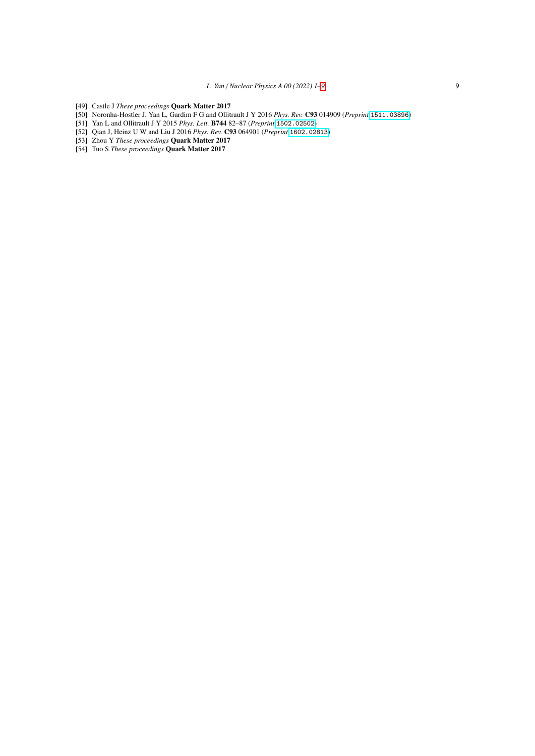[49] Castle J *These proceedings* **Quark Matter 2017**

[50] Noronha-Hostler J, Yan L, Gardim F G and Ollitrault J Y 2016 *Phys. Rev.* **C93** 014909 (*Preprint* 1511.03896)

[51] Yan L and Ollitrault J Y 2015 *Phys. Lett.* **B744** 82–87 (*Preprint* 1502.02502)

[52] Qian J, Heinz U W and Liu J 2016 *Phys. Rev.* **C93** 064901 (*Preprint* 1602.02813)

[53] Zhou Y *These proceedings* **Quark Matter 2017**

[54] Tuo S *These proceedings* **Quark Matter 2017**